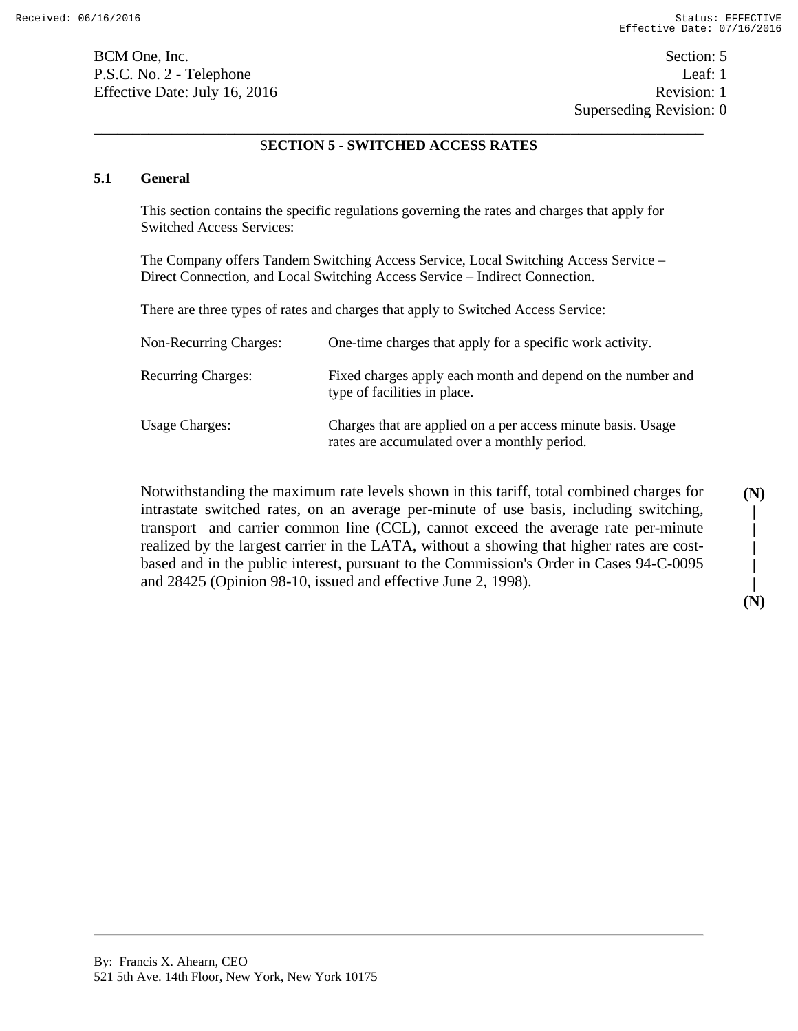BCM One, Inc.
P.S.C. No. 2 - Telephone
Effective Date: July 16, 2016

Section: 5
Leaf: 1
Revision: 1
Superseding Revision: 0

## SECTION 5 - SWITCHED ACCESS RATES

### 5.1 General

This section contains the specific regulations governing the rates and charges that apply for Switched Access Services:

The Company offers Tandem Switching Access Service, Local Switching Access Service – Direct Connection, and Local Switching Access Service – Indirect Connection.

There are three types of rates and charges that apply to Switched Access Service:

| | |
|---|---|
| Non-Recurring Charges: | One-time charges that apply for a specific work activity. |
| Recurring Charges: | Fixed charges apply each month and depend on the number and type of facilities in place. |
| Usage Charges: | Charges that are applied on a per access minute basis. Usage rates are accumulated over a monthly period. |

Notwithstanding the maximum rate levels shown in this tariff, total combined charges for intrastate switched rates, on an average per-minute of use basis, including switching, transport and carrier common line (CCL), cannot exceed the average rate per-minute realized by the largest carrier in the LATA, without a showing that higher rates are cost-based and in the public interest, pursuant to the Commission's Order in Cases 94-C-0095 and 28425 (Opinion 98-10, issued and effective June 2, 1998). (N)

By: Francis X. Ahearn, CEO
521 5th Ave. 14th Floor, New York, New York 10175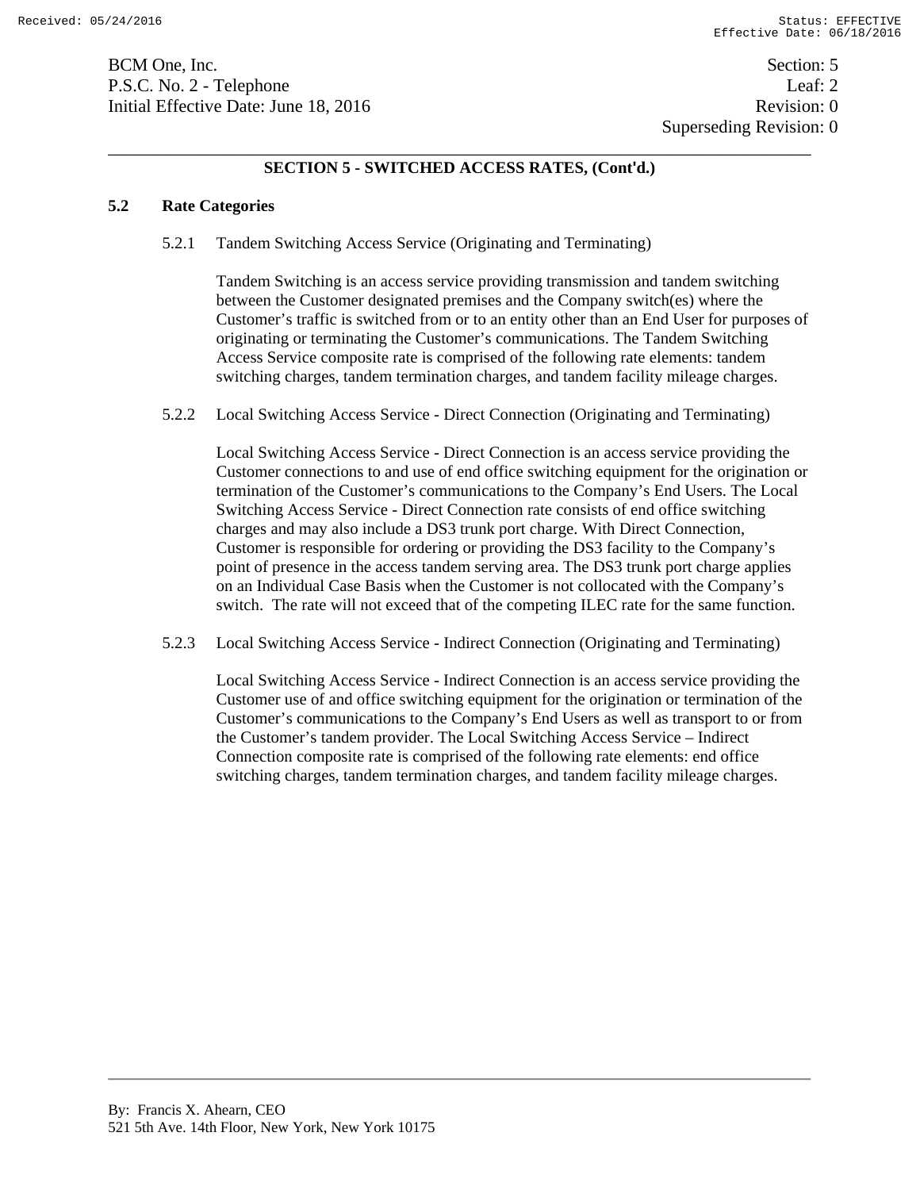## SECTION 5 - SWITCHED ACCESS RATES, (Cont'd.)

### 5.2 Rate Categories

5.2.1 Tandem Switching Access Service (Originating and Terminating)

Tandem Switching is an access service providing transmission and tandem switching between the Customer designated premises and the Company switch(es) where the Customer’s traffic is switched from or to an entity other than an End User for purposes of originating or terminating the Customer’s communications. The Tandem Switching Access Service composite rate is comprised of the following rate elements: tandem switching charges, tandem termination charges, and tandem facility mileage charges.

5.2.2 Local Switching Access Service - Direct Connection (Originating and Terminating)

Local Switching Access Service - Direct Connection is an access service providing the Customer connections to and use of end office switching equipment for the origination or termination of the Customer’s communications to the Company’s End Users. The Local Switching Access Service - Direct Connection rate consists of end office switching charges and may also include a DS3 trunk port charge. With Direct Connection, Customer is responsible for ordering or providing the DS3 facility to the Company’s point of presence in the access tandem serving area. The DS3 trunk port charge applies on an Individual Case Basis when the Customer is not collocated with the Company’s switch. The rate will not exceed that of the competing ILEC rate for the same function.

5.2.3 Local Switching Access Service - Indirect Connection (Originating and Terminating)

Local Switching Access Service - Indirect Connection is an access service providing the Customer use of and office switching equipment for the origination or termination of the Customer’s communications to the Company’s End Users as well as transport to or from the Customer’s tandem provider. The Local Switching Access Service – Indirect Connection composite rate is comprised of the following rate elements: end office switching charges, tandem termination charges, and tandem facility mileage charges.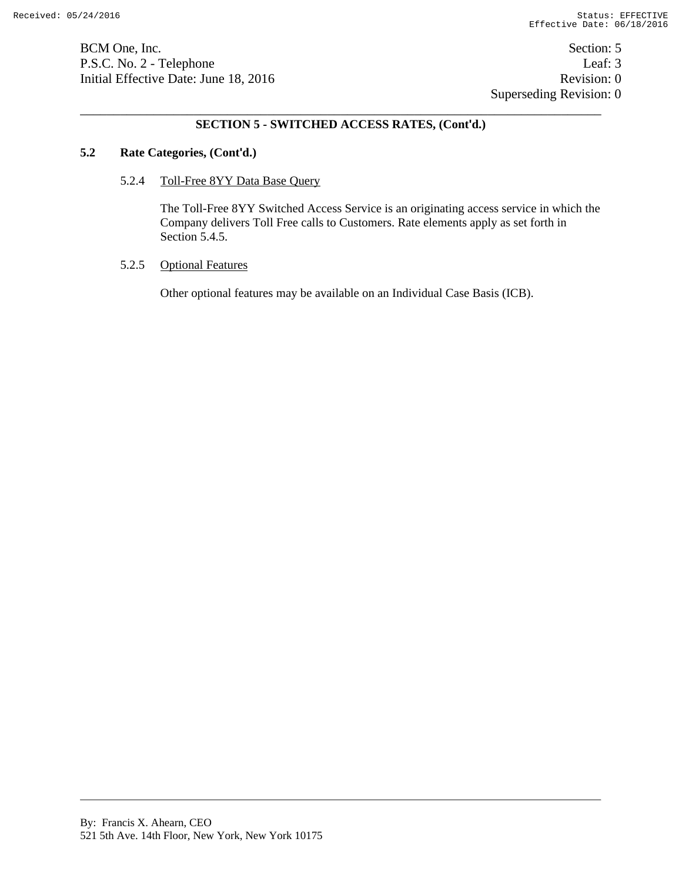## SECTION 5 - SWITCHED ACCESS RATES, (Cont'd.)

**5.2 Rate Categories, (Cont'd.)**

5.2.4 Toll-Free 8YY Data Base Query

The Toll-Free 8YY Switched Access Service is an originating access service in which the Company delivers Toll Free calls to Customers. Rate elements apply as set forth in Section 5.4.5.

5.2.5 Optional Features

Other optional features may be available on an Individual Case Basis (ICB).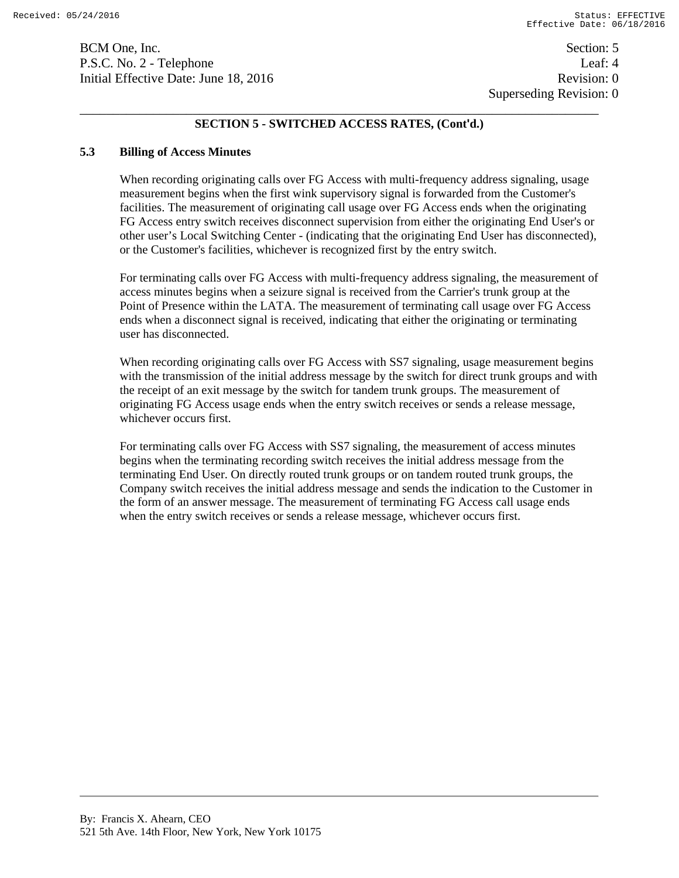## SECTION 5 - SWITCHED ACCESS RATES, (Cont'd.)

### 5.3 Billing of Access Minutes

When recording originating calls over FG Access with multi-frequency address signaling, usage measurement begins when the first wink supervisory signal is forwarded from the Customer's facilities. The measurement of originating call usage over FG Access ends when the originating FG Access entry switch receives disconnect supervision from either the originating End User's or other user's Local Switching Center - (indicating that the originating End User has disconnected), or the Customer's facilities, whichever is recognized first by the entry switch.

For terminating calls over FG Access with multi-frequency address signaling, the measurement of access minutes begins when a seizure signal is received from the Carrier's trunk group at the Point of Presence within the LATA. The measurement of terminating call usage over FG Access ends when a disconnect signal is received, indicating that either the originating or terminating user has disconnected.

When recording originating calls over FG Access with SS7 signaling, usage measurement begins with the transmission of the initial address message by the switch for direct trunk groups and with the receipt of an exit message by the switch for tandem trunk groups. The measurement of originating FG Access usage ends when the entry switch receives or sends a release message, whichever occurs first.

For terminating calls over FG Access with SS7 signaling, the measurement of access minutes begins when the terminating recording switch receives the initial address message from the terminating End User. On directly routed trunk groups or on tandem routed trunk groups, the Company switch receives the initial address message and sends the indication to the Customer in the form of an answer message. The measurement of terminating FG Access call usage ends when the entry switch receives or sends a release message, whichever occurs first.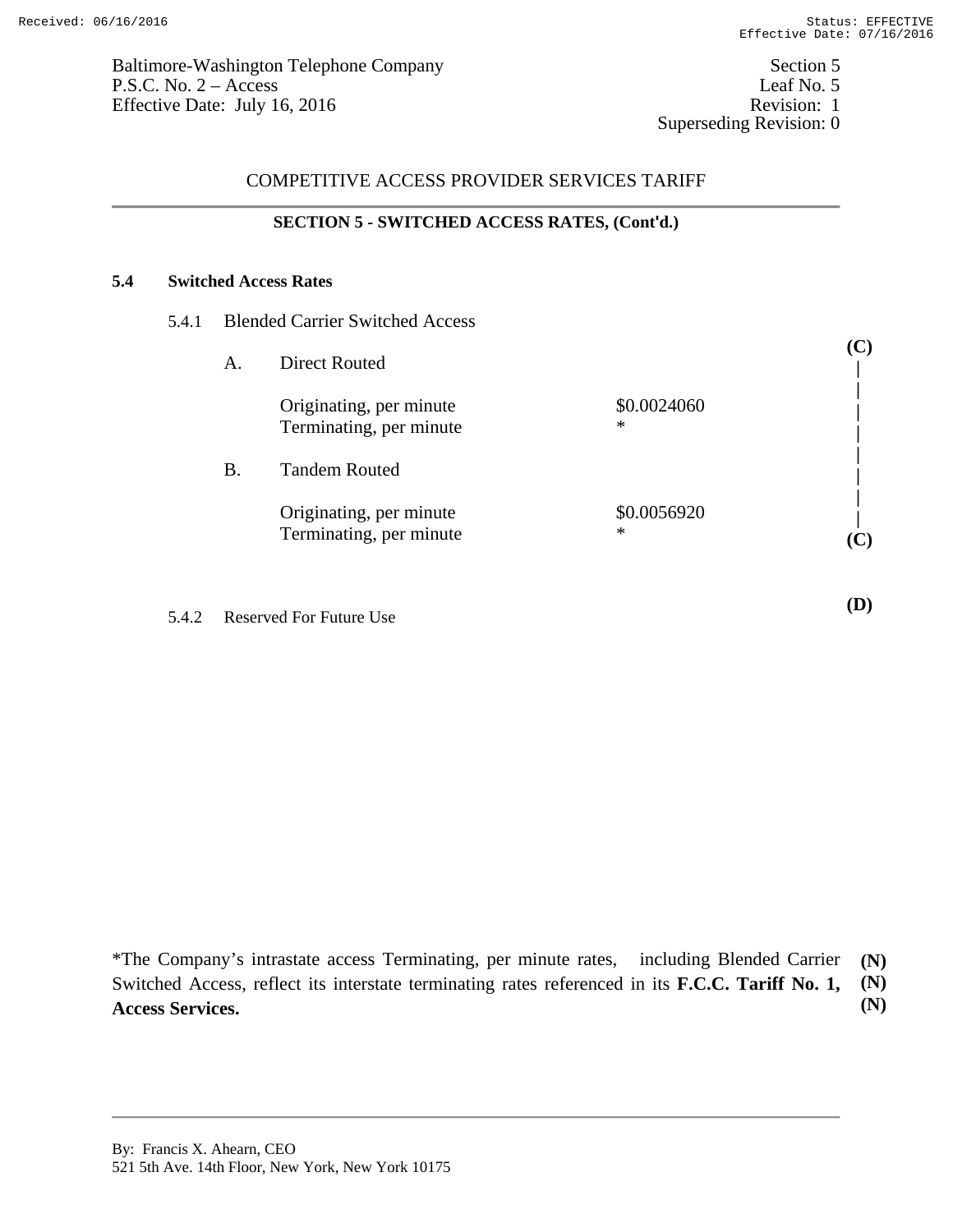Baltimore-Washington Telephone Company
P.S.C. No. 2 – Access
Effective Date: July 16, 2016

Section 5
Leaf No. 5
Revision: 1
Superseding Revision: 0

COMPETITIVE ACCESS PROVIDER SERVICES TARIFF

**SECTION 5 - SWITCHED ACCESS RATES, (Cont'd.)**

**5.4 Switched Access Rates**

5.4.1 Blended Carrier Switched Access

A. Direct Routed **(C)**

| | |
|---|---|
| Originating, per minute | $0.0024060 |
| Terminating, per minute | * |

B. Tandem Routed

| | |
|---|---|
| Originating, per minute | $0.0056920 |
| Terminating, per minute | * |

**(C)**

5.4.2 Reserved For Future Use **(D)**

*The Company's intrastate access Terminating, per minute rates, including Blended Carrier Switched Access, reflect its interstate terminating rates referenced in its **F.C.C. Tariff No. 1, Access Services.** **(N)**

By: Francis X. Ahearn, CEO
521 5th Ave. 14th Floor, New York, New York 10175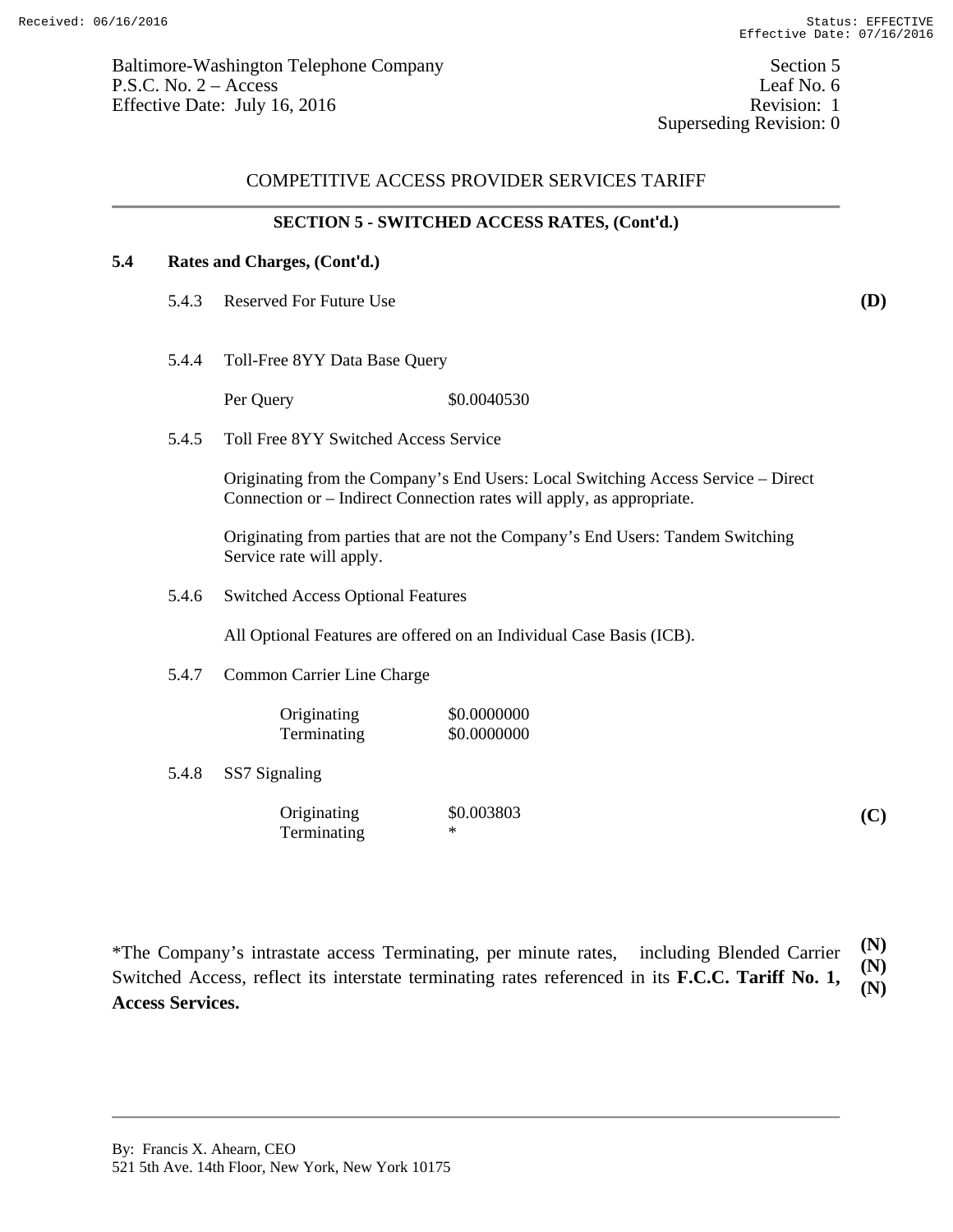Baltimore-Washington Telephone Company
P.S.C. No. 2 – Access
Effective Date: July 16, 2016

Section 5
Leaf No. 6
Revision: 1
Superseding Revision: 0

COMPETITIVE ACCESS PROVIDER SERVICES TARIFF

**SECTION 5 - SWITCHED ACCESS RATES, (Cont'd.)**

**5.4 Rates and Charges, (Cont'd.)**

5.4.3 Reserved For Future Use **(D)**

5.4.4 Toll-Free 8YY Data Base Query

| | |
|---|---|
| Per Query | $0.0040530 |

5.4.5 Toll Free 8YY Switched Access Service

Originating from the Company's End Users: Local Switching Access Service – Direct Connection or – Indirect Connection rates will apply, as appropriate.

Originating from parties that are not the Company's End Users: Tandem Switching Service rate will apply.

5.4.6 Switched Access Optional Features

All Optional Features are offered on an Individual Case Basis (ICB).

5.4.7 Common Carrier Line Charge

| | |
|---|---|
| Originating | $0.0000000 |
| Terminating | $0.0000000 |

5.4.8 SS7 Signaling

| | | |
|---|---|---|
| Originating | $0.003803 | **(C)** |
| Terminating | * | |

*The Company's intrastate access Terminating, per minute rates, including Blended Carrier Switched Access, reflect its interstate terminating rates referenced in its **F.C.C. Tariff No. 1, Access Services.** **(N)** **(N)** **(N)**

By: Francis X. Ahearn, CEO
521 5th Ave. 14th Floor, New York, New York 10175